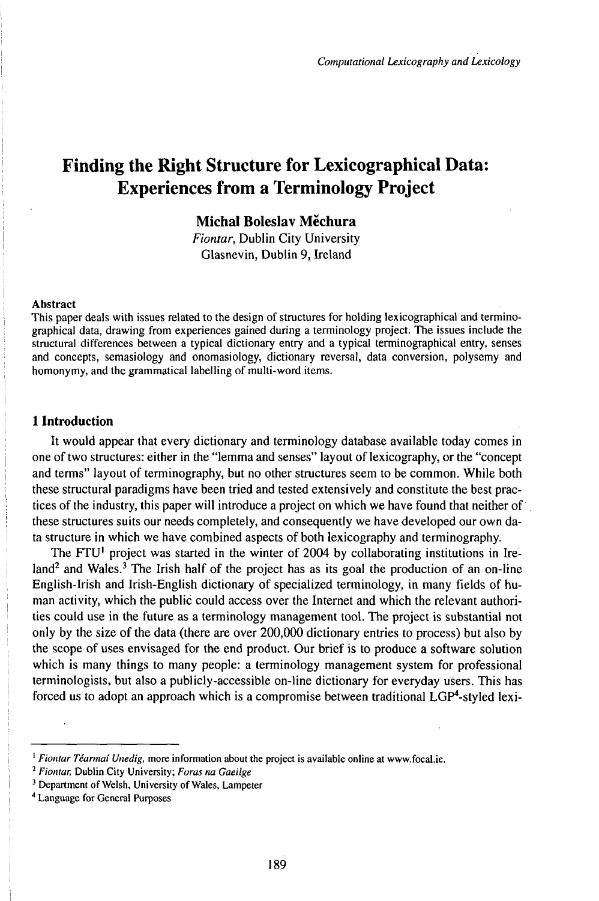# Finding the Right Structure for Lexicographical Data: Experiences from a Terminology Project

**Michal Boleslav Měchura**
*Fiontar*, Dublin City University
Glasnevin, Dublin 9, Ireland

**Abstract**
This paper deals with issues related to the design of structures for holding lexicographical and terminographical data, drawing from experiences gained during a terminology project. The issues include the structural differences between a typical dictionary entry and a typical terminographical entry, senses and concepts, semasiology and onomasiology, dictionary reversal, data conversion, polysemy and homonymy, and the grammatical labelling of multi-word items.

## 1 Introduction

It would appear that every dictionary and terminology database available today comes in one of two structures: either in the "lemma and senses" layout of lexicography, or the "concept and terms" layout of terminography, but no other structures seem to be common. While both these structural paradigms have been tried and tested extensively and constitute the best practices of the industry, this paper will introduce a project on which we have found that neither of these structures suits our needs completely, and consequently we have developed our own data structure in which we have combined aspects of both lexicography and terminography.

The FTU[1] project was started in the winter of 2004 by collaborating institutions in Ireland[2] and Wales.[3] The Irish half of the project has as its goal the production of an on-line English-Irish and Irish-English dictionary of specialized terminology, in many fields of human activity, which the public could access over the Internet and which the relevant authorities could use in the future as a terminology management tool. The project is substantial not only by the size of the data (there are over 200,000 dictionary entries to process) but also by the scope of uses envisaged for the end product. Our brief is to produce a software solution which is many things to many people: a terminology management system for professional terminologists, but also a publicly-accessible on-line dictionary for everyday users. This has forced us to adopt an approach which is a compromise between traditional LGP[4]-styled lexi-

---

[1] *Fiontar Téarmaí Unedig*, more information about the project is available online at www.focal.ie.

[2] *Fiontar*, Dublin City University; *Foras na Gaeilge*

[3] Department of Welsh, University of Wales, Lampeter

[4] Language for General Purposes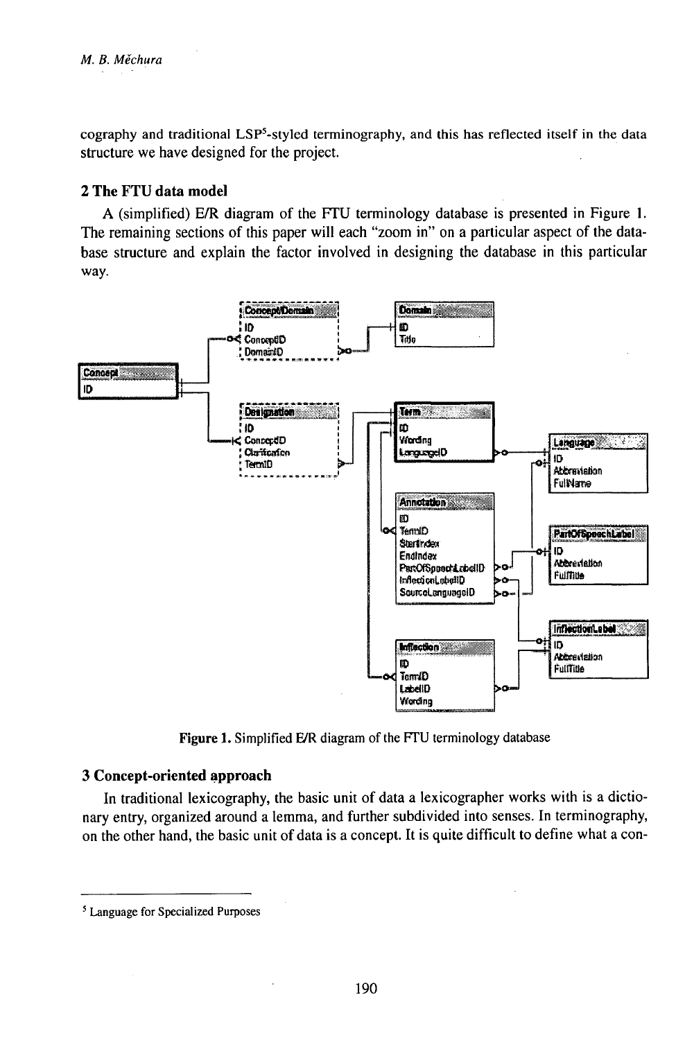cography and traditional LSP[5]-styled terminography, and this has reflected itself in the data structure we have designed for the project.

## 2 The FTU data model

A (simplified) E/R diagram of the FTU terminology database is presented in Figure 1. The remaining sections of this paper will each "zoom in" on a particular aspect of the database structure and explain the factor involved in designing the database in this particular way.

Figure 1. Simplified E/R diagram of the FTU terminology database

## 3 Concept-oriented approach

In traditional lexicography, the basic unit of data a lexicographer works with is a dictionary entry, organized around a lemma, and further subdivided into senses. In terminography, on the other hand, the basic unit of data is a concept. It is quite difficult to define what a con-

---

[5] Language for Specialized Purposes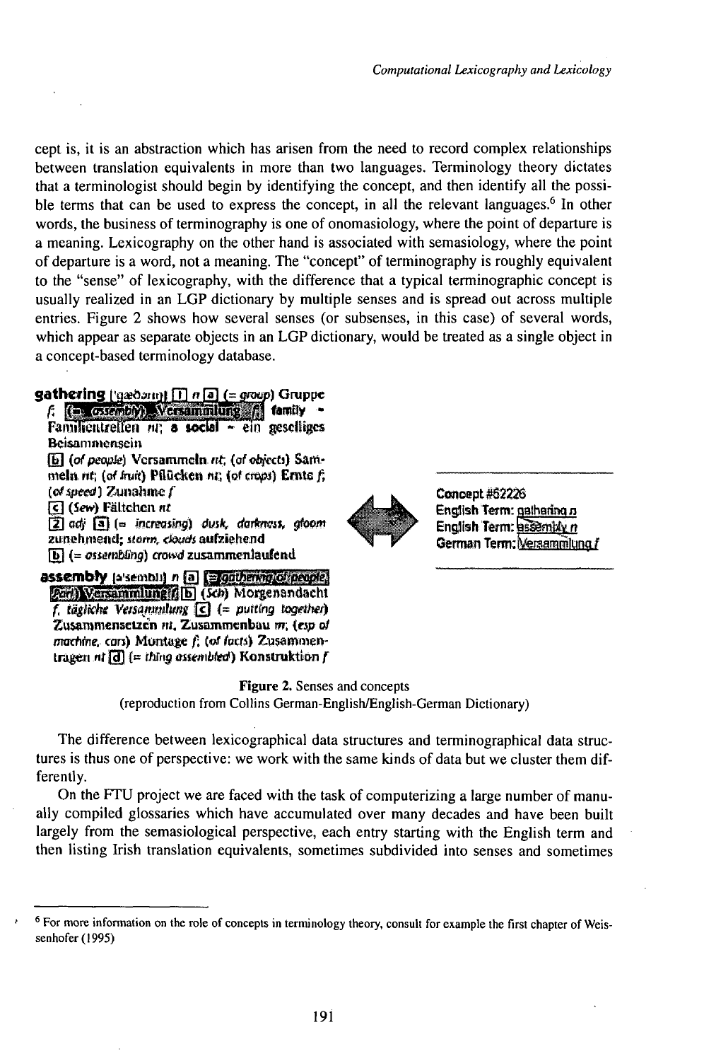cept is, it is an abstraction which has arisen from the need to record complex relationships between translation equivalents in more than two languages. Terminology theory dictates that a terminologist should begin by identifying the concept, and then identify all the possible terms that can be used to express the concept, in all the relevant languages.[6] In other words, the business of terminography is one of onomasiology, where the point of departure is a meaning. Lexicography on the other hand is associated with semasiology, where the point of departure is a word, not a meaning. The "concept" of terminography is roughly equivalent to the "sense" of lexicography, with the difference that a typical terminographic concept is usually realized in an LGP dictionary by multiple senses and is spread out across multiple entries. Figure 2 shows how several senses (or subsenses, in this case) of several words, which appear as separate objects in an LGP dictionary, would be treated as a single object in a concept-based terminology database.

**gathering** ['gæðərɪŋ] **1** *n* **a** (= *group*) Gruppe *f*; (= *assembly*) Versammlung *f*; **family** ~ Familientreffen *nt*; **a social** ~ ein geselliges Beisammensein
**b** (*of people*) Versammeln *nt*; (*of objects*) Sammeln *nt*; (*of fruit*) Pflücken *nt*; (*of crops*) Ernte *f*; (*of speed*) Zunahme *f*
**c** (*Sew*) Fältchen *nt*
**2** *adj* **a** (= *increasing*) *dusk, darkness, gloom* zunehmend; *storm, clouds* aufziehend
**b** (= *assembling*) *crowd* zusammenlaufend

**assembly** [ə'semblɪ] *n* **a** (= *gathering of people, Parl*) Versammlung *f* **b** (*Sch*) Morgenandacht *f*, tägliche Versammlung **c** (= *putting together*) Zusammensetzen *nt*, Zusammenbau *m*; (*esp of machine, cars*) Montage *f*; (*of facts*) Zusammentragen *nt* **d** (= *thing assembled*) Konstruktion *f*

Concept #52226
English Term: gathering *n*
English Term: assembly *n*
German Term: Versammlung *f*

Figure 2. Senses and concepts
(reproduction from Collins German-English/English-German Dictionary)

The difference between lexicographical data structures and terminographical data structures is thus one of perspective: we work with the same kinds of data but we cluster them differently.

On the FTU project we are faced with the task of computerizing a large number of manually compiled glossaries which have accumulated over many decades and have been built largely from the semasiological perspective, each entry starting with the English term and then listing Irish translation equivalents, sometimes subdivided into senses and sometimes

[6] For more information on the role of concepts in terminology theory, consult for example the first chapter of Weissenhofer (1995)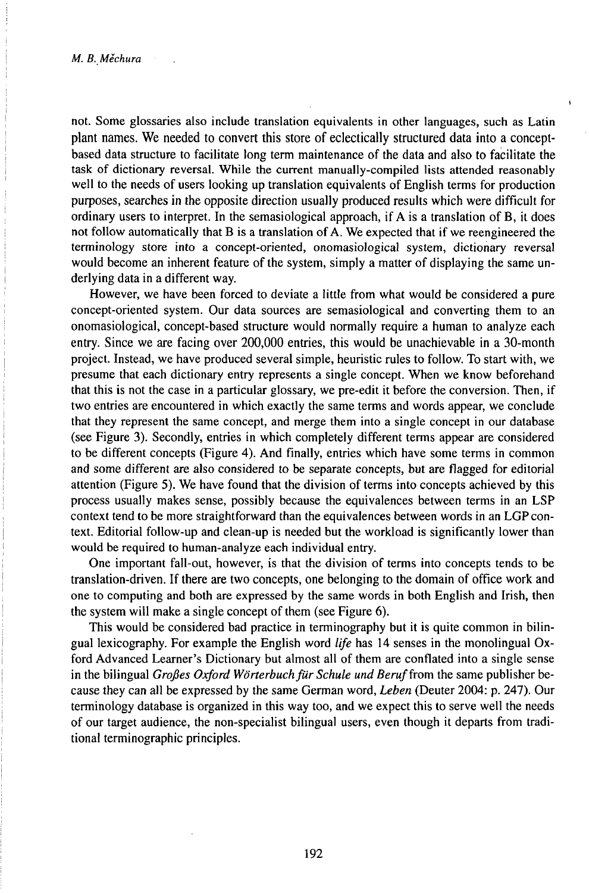not. Some glossaries also include translation equivalents in other languages, such as Latin plant names. We needed to convert this store of eclectically structured data into a concept-based data structure to facilitate long term maintenance of the data and also to facilitate the task of dictionary reversal. While the current manually-compiled lists attended reasonably well to the needs of users looking up translation equivalents of English terms for production purposes, searches in the opposite direction usually produced results which were difficult for ordinary users to interpret. In the semasiological approach, if A is a translation of B, it does not follow automatically that B is a translation of A. We expected that if we reengineered the terminology store into a concept-oriented, onomasiological system, dictionary reversal would become an inherent feature of the system, simply a matter of displaying the same underlying data in a different way.

However, we have been forced to deviate a little from what would be considered a pure concept-oriented system. Our data sources are semasiological and converting them to an onomasiological, concept-based structure would normally require a human to analyze each entry. Since we are facing over 200,000 entries, this would be unachievable in a 30-month project. Instead, we have produced several simple, heuristic rules to follow. To start with, we presume that each dictionary entry represents a single concept. When we know beforehand that this is not the case in a particular glossary, we pre-edit it before the conversion. Then, if two entries are encountered in which exactly the same terms and words appear, we conclude that they represent the same concept, and merge them into a single concept in our database (see Figure 3). Secondly, entries in which completely different terms appear are considered to be different concepts (Figure 4). And finally, entries which have some terms in common and some different are also considered to be separate concepts, but are flagged for editorial attention (Figure 5). We have found that the division of terms into concepts achieved by this process usually makes sense, possibly because the equivalences between terms in an LSP context tend to be more straightforward than the equivalences between words in an LGP context. Editorial follow-up and clean-up is needed but the workload is significantly lower than would be required to human-analyze each individual entry.

One important fall-out, however, is that the division of terms into concepts tends to be translation-driven. If there are two concepts, one belonging to the domain of office work and one to computing and both are expressed by the same words in both English and Irish, then the system will make a single concept of them (see Figure 6).

This would be considered bad practice in terminography but it is quite common in bilingual lexicography. For example the English word *life* has 14 senses in the monolingual Oxford Advanced Learner's Dictionary but almost all of them are conflated into a single sense in the bilingual *Großes Oxford Wörterbuch für Schule und Beruf* from the same publisher because they can all be expressed by the same German word, *Leben* (Deuter 2004: p. 247). Our terminology database is organized in this way too, and we expect this to serve well the needs of our target audience, the non-specialist bilingual users, even though it departs from traditional terminographic principles.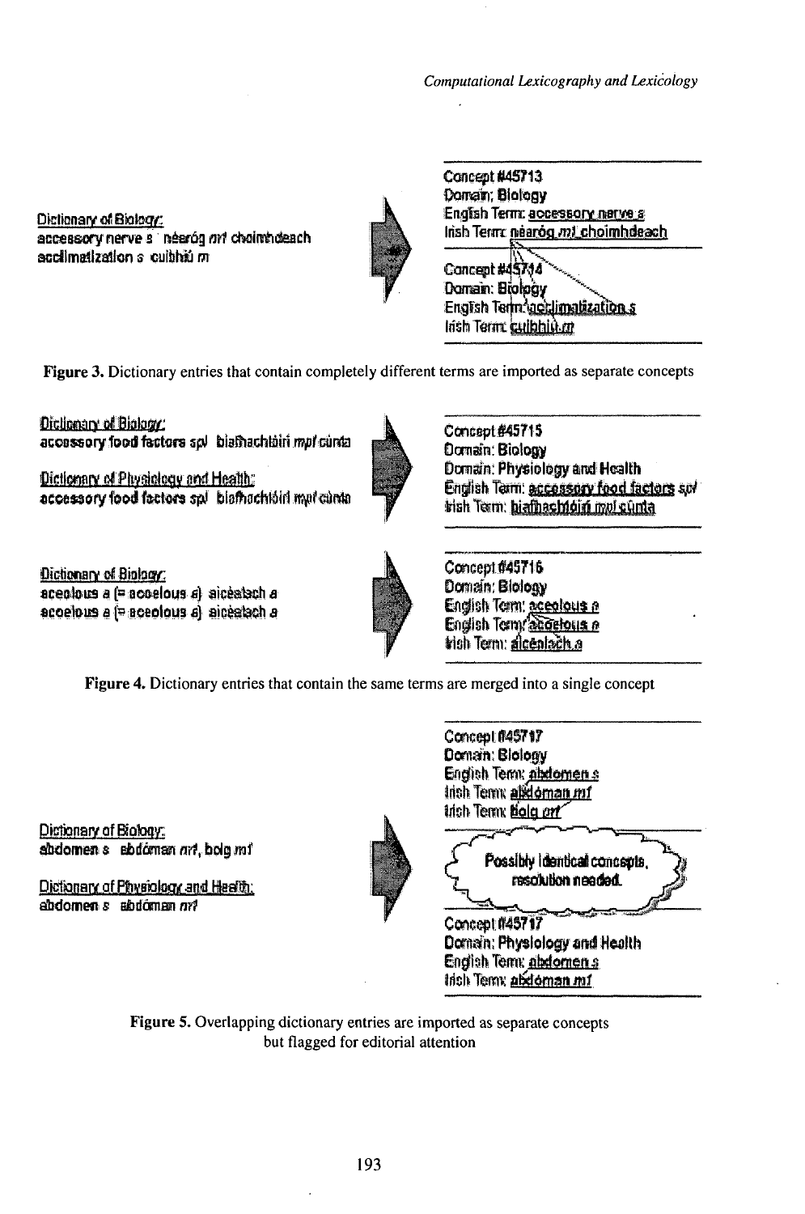Dictionary of Biology:
accessory nerve s néaróg mf choimhdeach
acclimatization s culbhiú m

Concept #45713
Domain: Biology
English Term: accessory nerve s
Irish Term: néaróg mf choimhdeach

Concept #45714
Domain: Biology
English Term: acclimatization s
Irish Term: culbhiú m

Figure 3. Dictionary entries that contain completely different terms are imported as separate concepts

Dictionary of Biology:
accessory food factors spl biafhachtóirí mpl cúnta

Dictionary of Physiology and Health:
accessory food factors spl biafhachtóirí mpl cúnta

Concept #45715
Domain: Biology
Domain: Physiology and Health
English Term: accessory food factors spl
Irish Term: biafhachtóirí mpl cúnta

Dictionary of Biology:
acoelous a (= acoelous a) aicéalach a
acoelous a (= acoelous a) aicéalach a

Concept #45716
Domain: Biology
English Term: acoelous a
English Term: acoelous a
Irish Term: aicéalach a

Figure 4. Dictionary entries that contain the same terms are merged into a single concept

Dictionary of Biology:
abdomen s abdóman mf, bolg mf

Dictionary of Physiology and Health:
abdomen s abdóman mf

Concept #45717
Domain: Biology
English Term: abdomen s
Irish Term: abdóman mf
Irish Term: bolg mf

Possibly identical concepts, resolution needed.

Concept #45717
Domain: Physiology and Health
English Term: abdomen s
Irish Term: abdóman mf

Figure 5. Overlapping dictionary entries are imported as separate concepts but flagged for editorial attention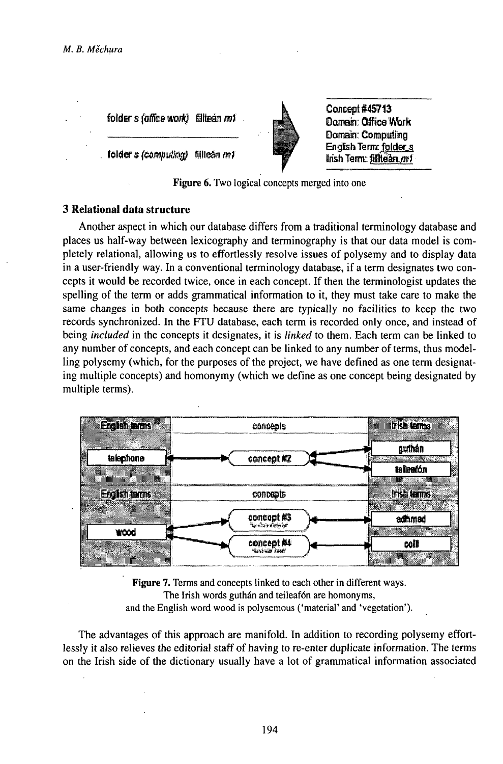folder s *(office work)* fillteán *m1*

folder s *(computing)* fillteán *m1*

Concept #45713
Domain: Office Work
Domain: Computing
English Term: folder s
Irish Term: fillteán m1

Figure 6. Two logical concepts merged into one

### 3 Relational data structure

Another aspect in which our database differs from a traditional terminology database and places us half-way between lexicography and terminography is that our data model is completely relational, allowing us to effortlessly resolve issues of polysemy and to display data in a user-friendly way. In a conventional terminology database, if a term designates two concepts it would be recorded twice, once in each concept. If then the terminologist updates the spelling of the term or adds grammatical information to it, they must take care to make the same changes in both concepts because there are typically no facilities to keep the two records synchronized. In the FTU database, each term is recorded only once, and instead of being *included* in the concepts it designates, it is *linked* to them. Each term can be linked to any number of concepts, and each concept can be linked to any number of terms, thus modelling polysemy (which, for the purposes of the project, we have defined as one term designating multiple concepts) and homonymy (which we define as one concept being designated by multiple terms).

Figure 7. Terms and concepts linked to each other in different ways.
The Irish words guthán and teileafón are homonyms,
and the English word wood is polysemous ('material' and 'vegetation').

The advantages of this approach are manifold. In addition to recording polysemy effortlessly it also relieves the editorial staff of having to re-enter duplicate information. The terms on the Irish side of the dictionary usually have a lot of grammatical information associated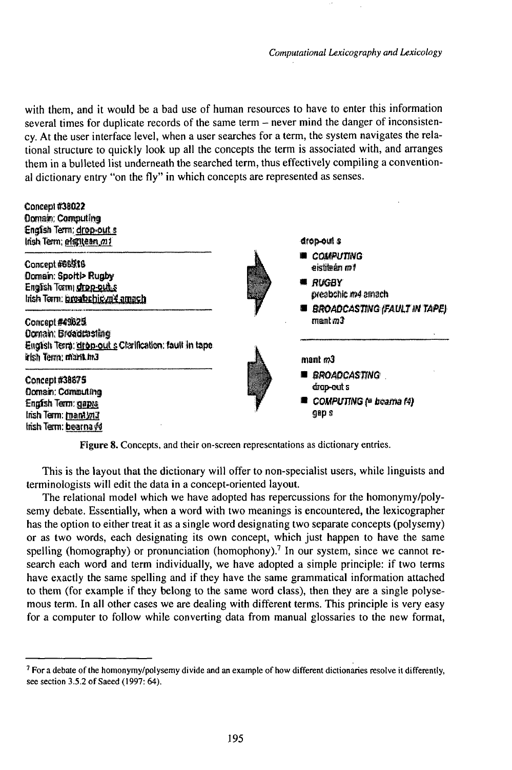with them, and it would be a bad use of human resources to have to enter this information several times for duplicate records of the same term – never mind the danger of inconsistency. At the user interface level, when a user searches for a term, the system navigates the relational structure to quickly look up all the concepts the term is associated with, and arranges them in a bulleted list underneath the searched term, thus effectively compiling a conventional dictionary entry "on the fly" in which concepts are represented as senses.

Concept #38022
Domain: Computing
English Term: drop-out s
Irish Term: eistiteán m1

Concept #66516
Domain: Sport > Rugby
English Term: drop-out s
Irish Term: preabchic m4 amach

Concept #49625
Domain: Broadcasting
English Term: drop-out s Clarification: fault in tape
Irish Term: mant m3

Concept #38675
Domain: Computing
English Term: gap s
Irish Term: mant m3
Irish Term: bearna f4

drop-out s

- COMPUTING
  eistiteán m1
- RUGBY
  preabchic m4 amach
- BROADCASTING (FAULT IN TAPE)
  mant m3

mant m3

- BROADCASTING
  drop-out s
- COMPUTING (= bearna f4)
  gap s

**Figure 8.** Concepts, and their on-screen representations as dictionary entries.

This is the layout that the dictionary will offer to non-specialist users, while linguists and terminologists will edit the data in a concept-oriented layout.

The relational model which we have adopted has repercussions for the homonymy/polysemy debate. Essentially, when a word with two meanings is encountered, the lexicographer has the option to either treat it as a single word designating two separate concepts (polysemy) or as two words, each designating its own concept, which just happen to have the same spelling (homography) or pronunciation (homophony).[7] In our system, since we cannot research each word and term individually, we have adopted a simple principle: if two terms have exactly the same spelling and if they have the same grammatical information attached to them (for example if they belong to the same word class), then they are a single polysemous term. In all other cases we are dealing with different terms. This principle is very easy for a computer to follow while converting data from manual glossaries to the new format,

[7] For a debate of the homonymy/polysemy divide and an example of how different dictionaries resolve it differently, see section 3.5.2 of Saeed (1997: 64).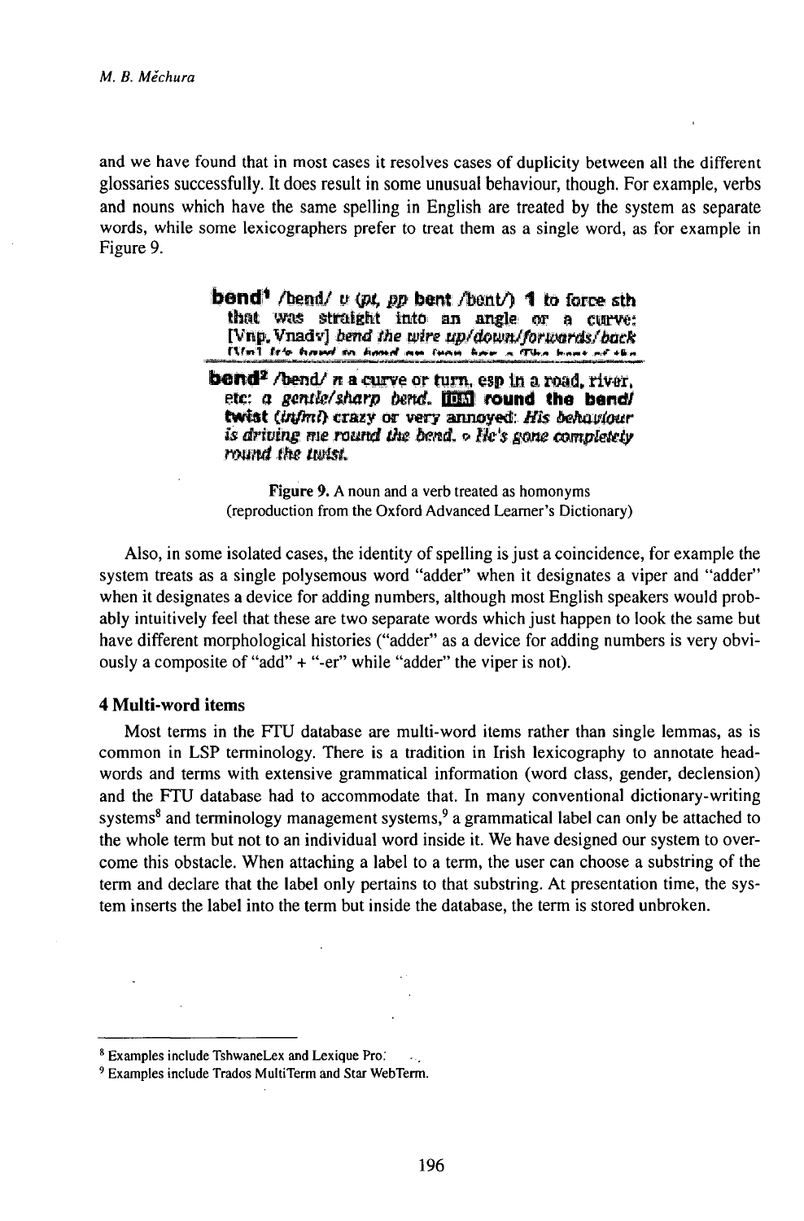and we have found that in most cases it resolves cases of duplicity between all the different glossaries successfully. It does result in some unusual behaviour, though. For example, verbs and nouns which have the same spelling in English are treated by the system as separate words, while some lexicographers prefer to treat them as a single word, as for example in Figure 9.

> **bend**[1] /bend/ *v* (*pt, pp* **bent** /bent/) **1** to force sth that was straight into an angle or a curve: [Vnp, Vnadv] *bend the wire up/down/forwards/back*
>
> **bend**[2] /bend/ *n* a curve or turn, esp in a road, river, etc: *a gentle/sharp bend.* IDM **round the bend/twist** (*infml*) crazy or very annoyed: *His behaviour is driving me round the bend.* ◦ *He's gone completely round the twist.*

Figure 9. A noun and a verb treated as homonyms (reproduction from the Oxford Advanced Learner's Dictionary)

Also, in some isolated cases, the identity of spelling is just a coincidence, for example the system treats as a single polysemous word "adder" when it designates a viper and "adder" when it designates a device for adding numbers, although most English speakers would probably intuitively feel that these are two separate words which just happen to look the same but have different morphological histories ("adder" as a device for adding numbers is very obviously a composite of "add" + "-er" while "adder" the viper is not).

### 4 Multi-word items

Most terms in the FTU database are multi-word items rather than single lemmas, as is common in LSP terminology. There is a tradition in Irish lexicography to annotate headwords and terms with extensive grammatical information (word class, gender, declension) and the FTU database had to accommodate that. In many conventional dictionary-writing systems[8] and terminology management systems,[9] a grammatical label can only be attached to the whole term but not to an individual word inside it. We have designed our system to overcome this obstacle. When attaching a label to a term, the user can choose a substring of the term and declare that the label only pertains to that substring. At presentation time, the system inserts the label into the term but inside the database, the term is stored unbroken.

---

[8] Examples include TshwaneLex and Lexique Pro.

[9] Examples include Trados MultiTerm and Star WebTerm.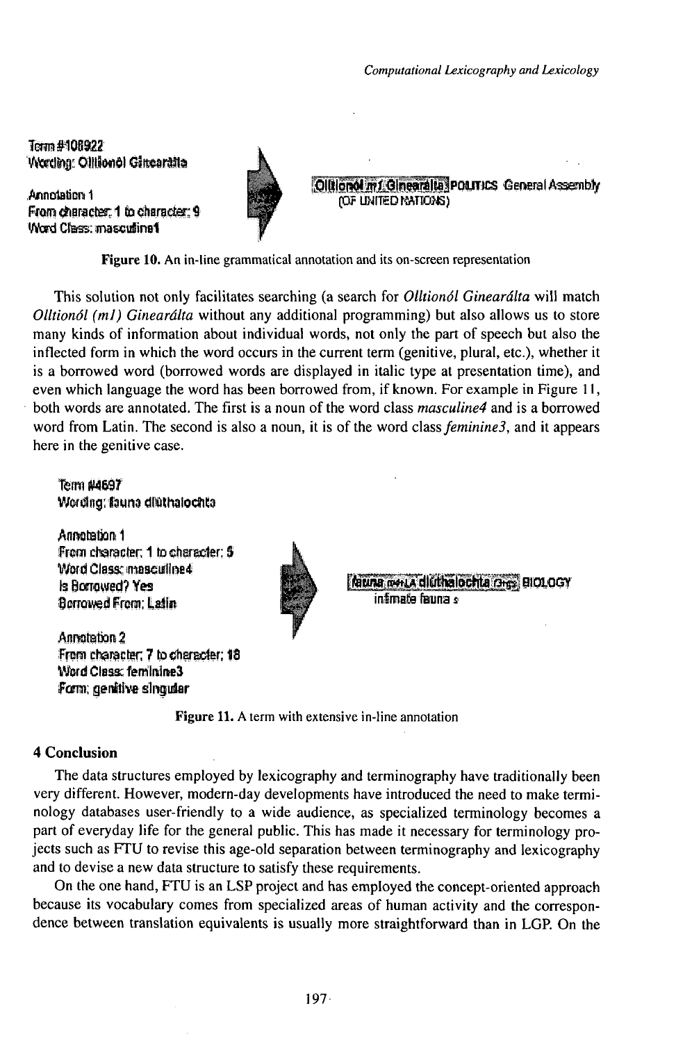Term #108922
Wording: Olltionól Ginearálta

Annotation 1
From character: 1 to character: 9
Word Class: masculine1

Olltionól *m1* Ginearálta POLITICS General Assembly (OF UNITED NATIONS)

**Figure 10.** An in-line grammatical annotation and its on-screen representation

This solution not only facilitates searching (a search for *Olltionól Ginearálta* will match *Olltionól (m1) Ginearálta* without any additional programming) but also allows us to store many kinds of information about individual words, not only the part of speech but also the inflected form in which the word occurs in the current term (genitive, plural, etc.), whether it is a borrowed word (borrowed words are displayed in italic type at presentation time), and even which language the word has been borrowed from, if known. For example in Figure 11, both words are annotated. The first is a noun of the word class *masculine4* and is a borrowed word from Latin. The second is also a noun, it is of the word class *feminine3*, and it appears here in the genitive case.

Term #4697
Wording: fauna dlúthaíochta

Annotation 1
From character: 1 to character: 5
Word Class: masculine4
Is Borrowed? Yes
Borrowed From: Latin

Annotation 2
From character: 7 to character: 18
Word Class: feminine3
Form: genitive singular

*fauna* m4+LA dlúthaíochta f3+gs BIOLOGY infimate fauna s

**Figure 11.** A term with extensive in-line annotation

## 4 Conclusion

The data structures employed by lexicography and terminography have traditionally been very different. However, modern-day developments have introduced the need to make terminology databases user-friendly to a wide audience, as specialized terminology becomes a part of everyday life for the general public. This has made it necessary for terminology projects such as FTU to revise this age-old separation between terminography and lexicography and to devise a new data structure to satisfy these requirements.

On the one hand, FTU is an LSP project and has employed the concept-oriented approach because its vocabulary comes from specialized areas of human activity and the correspondence between translation equivalents is usually more straightforward than in LGP. On the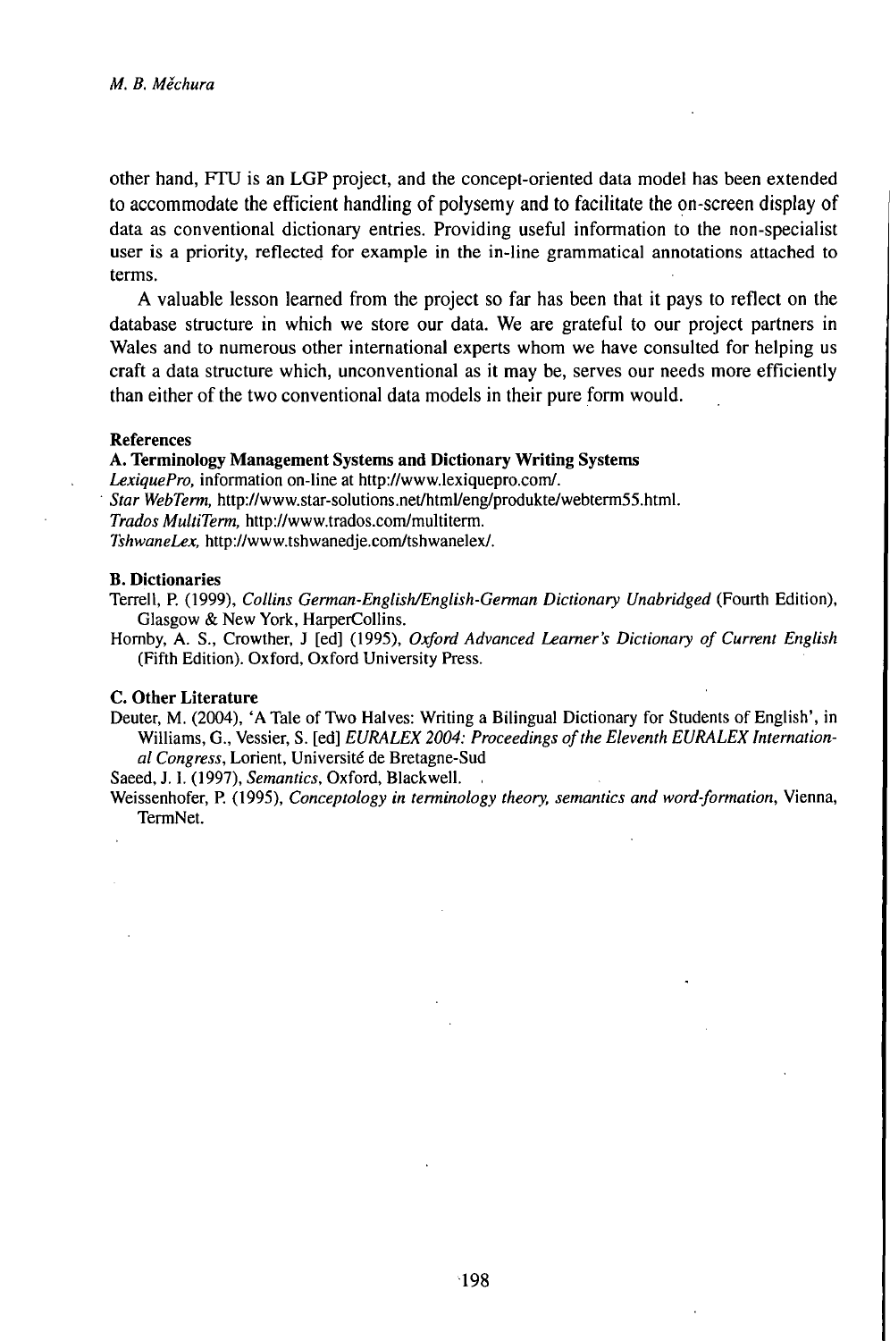other hand, FTU is an LGP project, and the concept-oriented data model has been extended to accommodate the efficient handling of polysemy and to facilitate the on-screen display of data as conventional dictionary entries. Providing useful information to the non-specialist user is a priority, reflected for example in the in-line grammatical annotations attached to terms.

A valuable lesson learned from the project so far has been that it pays to reflect on the database structure in which we store our data. We are grateful to our project partners in Wales and to numerous other international experts whom we have consulted for helping us craft a data structure which, unconventional as it may be, serves our needs more efficiently than either of the two conventional data models in their pure form would.

## References

### A. Terminology Management Systems and Dictionary Writing Systems

*LexiquePro,* information on-line at http://www.lexiquepro.com/.

*Star WebTerm,* http://www.star-solutions.net/html/eng/produkte/webterm55.html.

*Trados MultiTerm,* http://www.trados.com/multiterm.

*TshwaneLex,* http://www.tshwanedje.com/tshwanelex/.

### B. Dictionaries

Terrell, P. (1999), *Collins German-English/English-German Dictionary Unabridged* (Fourth Edition), Glasgow & New York, HarperCollins.

Hornby, A. S., Crowther, J [ed] (1995), *Oxford Advanced Learner's Dictionary of Current English* (Fifth Edition). Oxford, Oxford University Press.

### C. Other Literature

Deuter, M. (2004), 'A Tale of Two Halves: Writing a Bilingual Dictionary for Students of English', in Williams, G., Vessier, S. [ed] *EURALEX 2004: Proceedings of the Eleventh EURALEX International Congress*, Lorient, Université de Bretagne-Sud

Saeed, J. I. (1997), *Semantics*, Oxford, Blackwell.

Weissenhofer, P. (1995), *Conceptology in terminology theory, semantics and word-formation*, Vienna, TermNet.